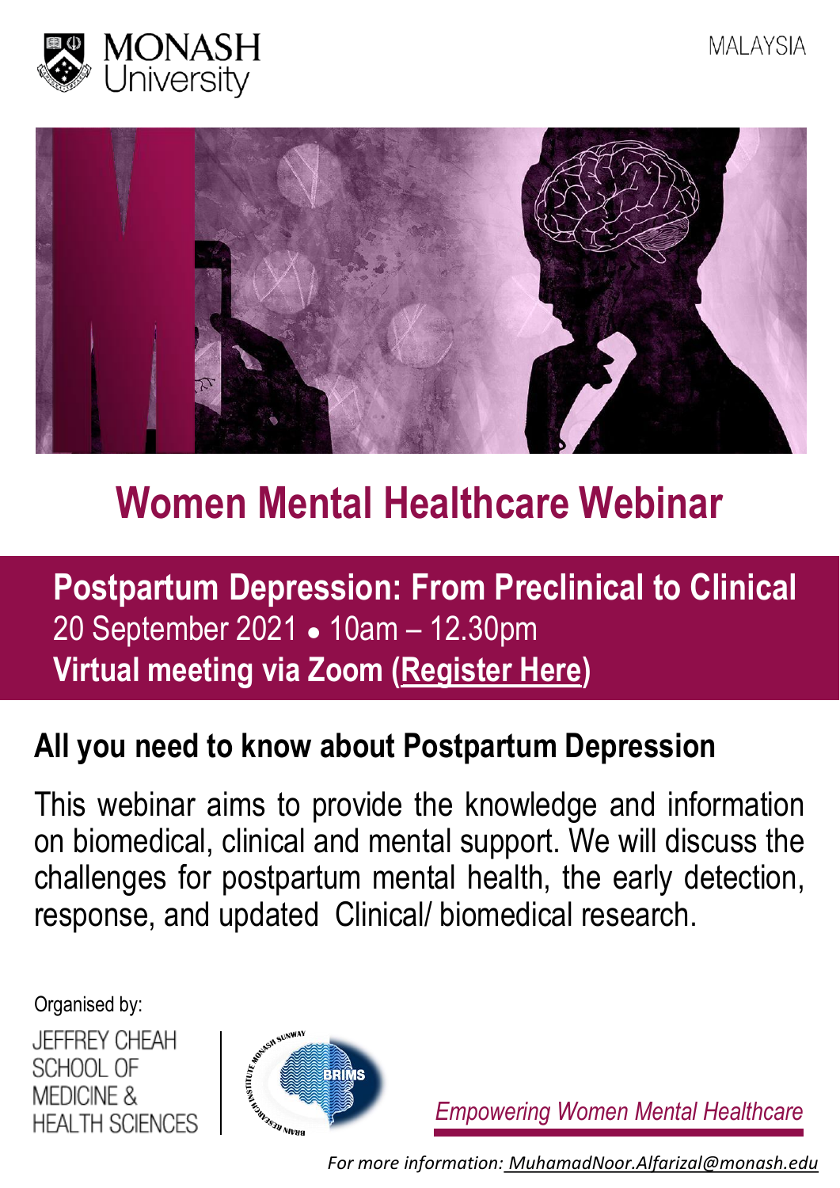MONASH University

MALAYSIA

# Women Mental Healthcare Webinar

**Postpartum Depression: From Preclinical to Clinical**

20 September 2021 • 10am – 12.30pm

**Virtual meeting via Zoom (Register Here)**

## All you need to know about Postpartum Depression

This webinar aims to provide the knowledge and information on biomedical, clinical and mental support. We will discuss the challenges for postpartum mental health, the early detection, response, and updated Clinical/ biomedical research.

Organised by:

JEFFREY CHEAH SCHOOL OF MEDICINE & HEALTH SCIENCES

BRIMS

*Empowering Women Mental Healthcare*

*For more information: MuhamadNoor.Alfarizal@monash.edu*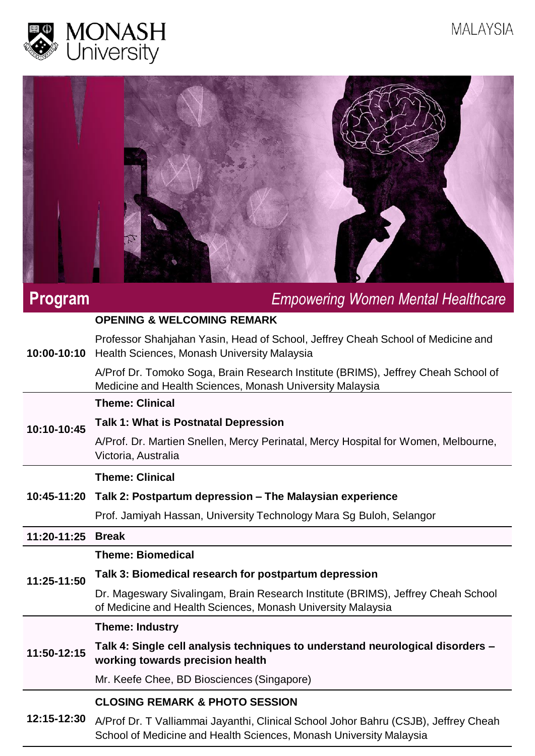MONASH University

MALAYSIA

## Program

*Empowering Women Mental Healthcare*

| | |
|---|---|
| | **OPENING & WELCOMING REMARK** |
| **10:00-10:10** | Professor Shahjahan Yasin, Head of School, Jeffrey Cheah School of Medicine and Health Sciences, Monash University Malaysia<br>A/Prof Dr. Tomoko Soga, Brain Research Institute (BRIMS), Jeffrey Cheah School of Medicine and Health Sciences, Monash University Malaysia |
| **10:10-10:45** | **Theme: Clinical**<br>**Talk 1: What is Postnatal Depression**<br>A/Prof. Dr. Martien Snellen, Mercy Perinatal, Mercy Hospital for Women, Melbourne, Victoria, Australia |
| **10:45-11:20** | **Theme: Clinical**<br>**Talk 2: Postpartum depression – The Malaysian experience**<br>Prof. Jamiyah Hassan, University Technology Mara Sg Buloh, Selangor |
| **11:20-11:25** | **Break** |
| **11:25-11:50** | **Theme: Biomedical**<br>**Talk 3: Biomedical research for postpartum depression**<br>Dr. Mageswary Sivalingam, Brain Research Institute (BRIMS), Jeffrey Cheah School of Medicine and Health Sciences, Monash University Malaysia |
| **11:50-12:15** | **Theme: Industry**<br>**Talk 4: Single cell analysis techniques to understand neurological disorders – working towards precision health**<br>Mr. Keefe Chee, BD Biosciences (Singapore) |
| **12:15-12:30** | **CLOSING REMARK & PHOTO SESSION**<br>A/Prof Dr. T Valliammai Jayanthi, Clinical School Johor Bahru (CSJB), Jeffrey Cheah School of Medicine and Health Sciences, Monash University Malaysia |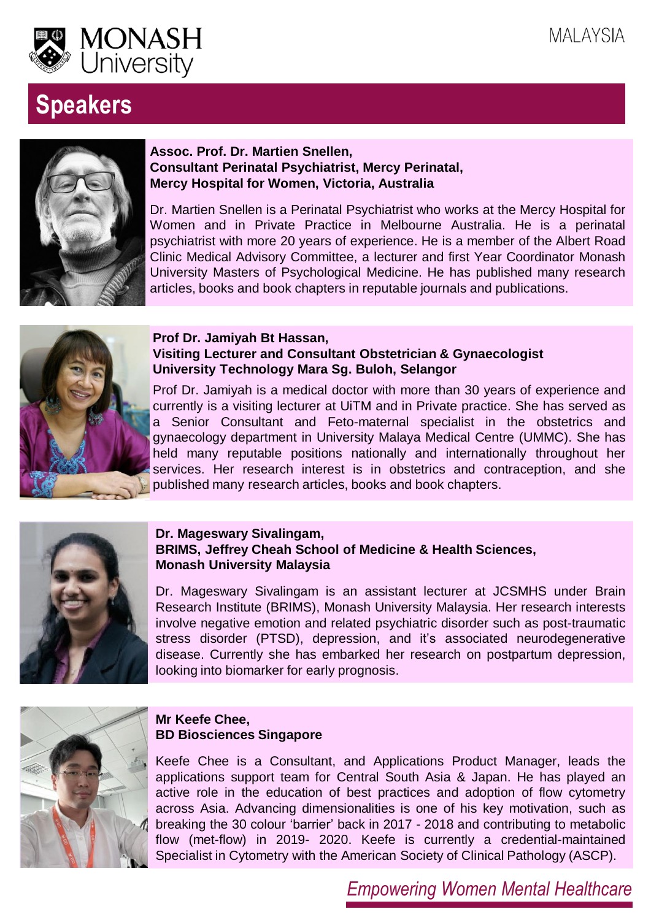# Speakers

**Assoc. Prof. Dr. Martien Snellen,**
**Consultant Perinatal Psychiatrist, Mercy Perinatal,**
**Mercy Hospital for Women, Victoria, Australia**

Dr. Martien Snellen is a Perinatal Psychiatrist who works at the Mercy Hospital for Women and in Private Practice in Melbourne Australia. He is a perinatal psychiatrist with more 20 years of experience. He is a member of the Albert Road Clinic Medical Advisory Committee, a lecturer and first Year Coordinator Monash University Masters of Psychological Medicine. He has published many research articles, books and book chapters in reputable journals and publications.

**Prof Dr. Jamiyah Bt Hassan,**
**Visiting Lecturer and Consultant Obstetrician & Gynaecologist**
**University Technology Mara Sg. Buloh, Selangor**

Prof Dr. Jamiyah is a medical doctor with more than 30 years of experience and currently is a visiting lecturer at UiTM and in Private practice. She has served as a Senior Consultant and Feto-maternal specialist in the obstetrics and gynaecology department in University Malaya Medical Centre (UMMC). She has held many reputable positions nationally and internationally throughout her services. Her research interest is in obstetrics and contraception, and she published many research articles, books and book chapters.

**Dr. Mageswary Sivalingam,**
**BRIMS, Jeffrey Cheah School of Medicine & Health Sciences,**
**Monash University Malaysia**

Dr. Mageswary Sivalingam is an assistant lecturer at JCSMHS under Brain Research Institute (BRIMS), Monash University Malaysia. Her research interests involve negative emotion and related psychiatric disorder such as post-traumatic stress disorder (PTSD), depression, and it's associated neurodegenerative disease. Currently she has embarked her research on postpartum depression, looking into biomarker for early prognosis.

**Mr Keefe Chee,**
**BD Biosciences Singapore**

Keefe Chee is a Consultant, and Applications Product Manager, leads the applications support team for Central South Asia & Japan. He has played an active role in the education of best practices and adoption of flow cytometry across Asia. Advancing dimensionalities is one of his key motivation, such as breaking the 30 colour 'barrier' back in 2017 - 2018 and contributing to metabolic flow (met-flow) in 2019- 2020. Keefe is currently a credential-maintained Specialist in Cytometry with the American Society of Clinical Pathology (ASCP).

*Empowering Women Mental Healthcare*